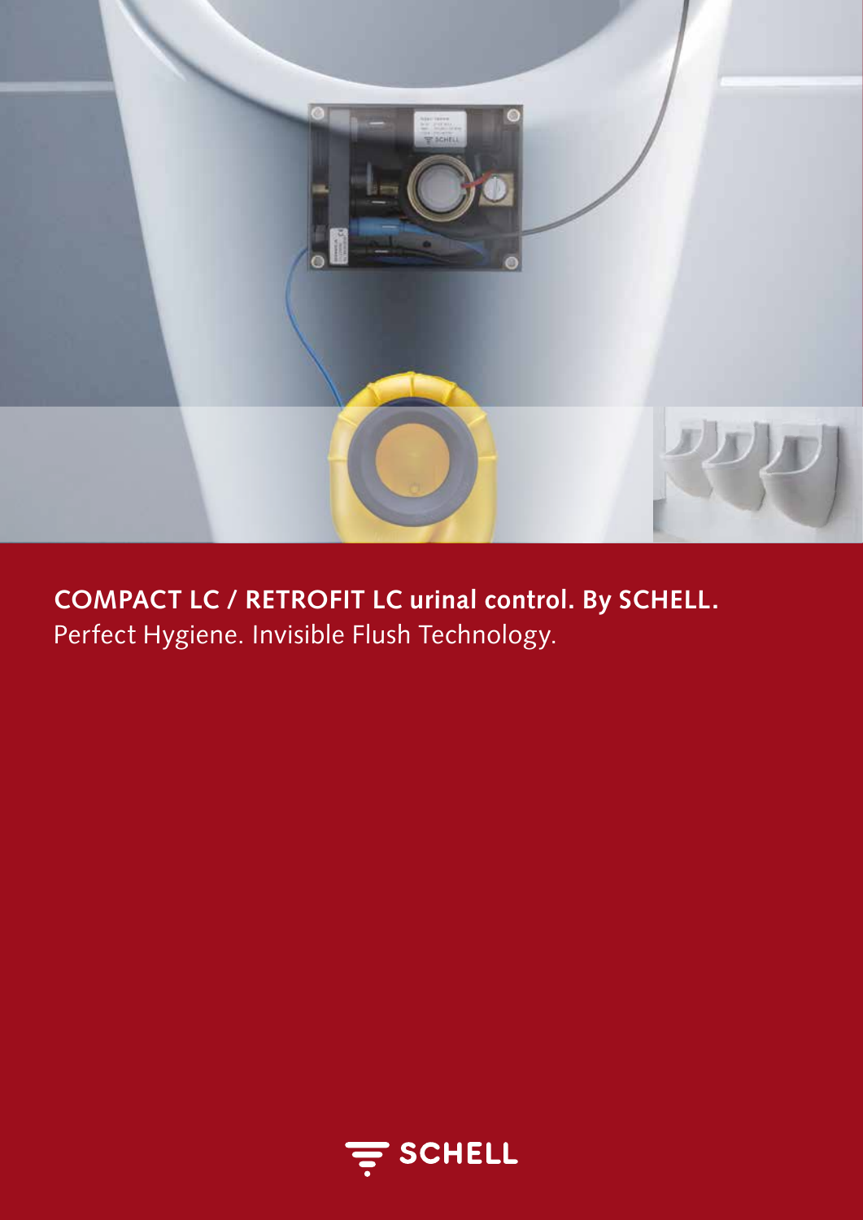# COMPACT LC / RETROFIT LC urinal control. By SCHELL.

Perfect Hygiene. Invisible Flush Technology.

SCHELL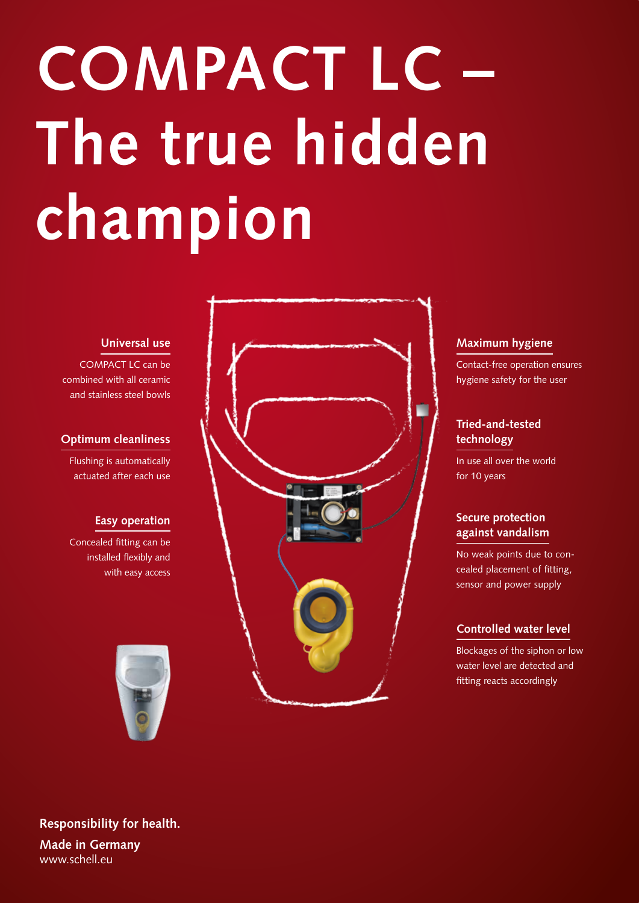# COMPACT LC – The true hidden champion

### Universal use

COMPACT LC can be combined with all ceramic and stainless steel bowls

### Optimum cleanliness

Flushing is automatically actuated after each use

### Easy operation

Concealed fitting can be installed flexibly and with easy access

### Maximum hygiene

Contact-free operation ensures hygiene safety for the user

### Tried-and-tested technology

In use all over the world for 10 years

### Secure protection against vandalism

No weak points due to concealed placement of fitting, sensor and power supply

### Controlled water level

Blockages of the siphon or low water level are detected and fitting reacts accordingly

**Responsibility for health.**

**Made in Germany**
www.schell.eu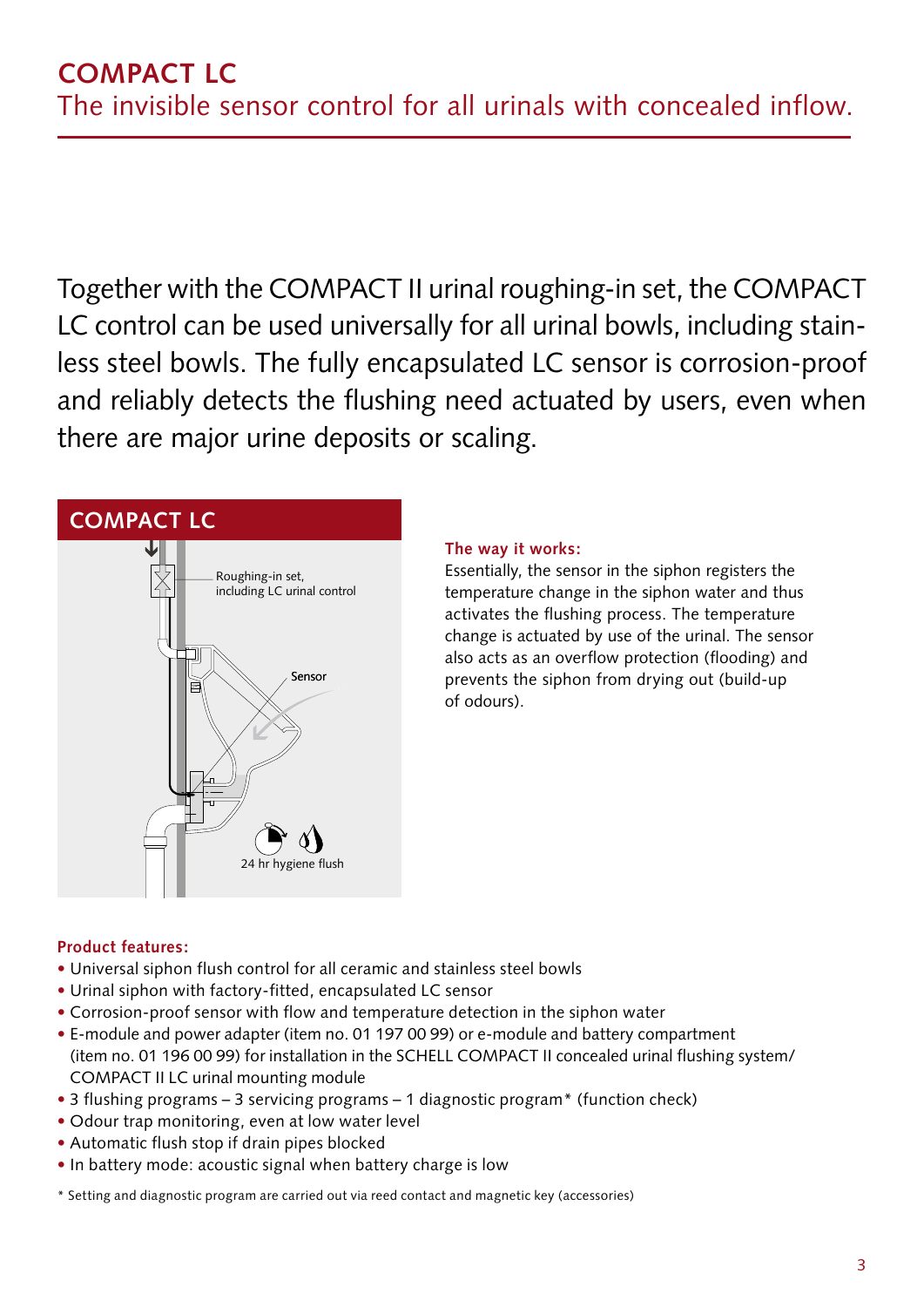# COMPACT LC

## The invisible sensor control for all urinals with concealed inflow.

Together with the COMPACT II urinal roughing-in set, the COMPACT LC control can be used universally for all urinal bowls, including stainless steel bowls. The fully encapsulated LC sensor is corrosion-proof and reliably detects the flushing need actuated by users, even when there are major urine deposits or scaling.

### COMPACT LC

Roughing-in set, including LC urinal control

Sensor

24 hr hygiene flush

**The way it works:**
Essentially, the sensor in the siphon registers the temperature change in the siphon water and thus activates the flushing process. The temperature change is actuated by use of the urinal. The sensor also acts as an overflow protection (flooding) and prevents the siphon from drying out (build-up of odours).

**Product features:**

- Universal siphon flush control for all ceramic and stainless steel bowls
- Urinal siphon with factory-fitted, encapsulated LC sensor
- Corrosion-proof sensor with flow and temperature detection in the siphon water
- E-module and power adapter (item no. 01 197 00 99) or e-module and battery compartment (item no. 01 196 00 99) for installation in the SCHELL COMPACT II concealed urinal flushing system/ COMPACT II LC urinal mounting module
- 3 flushing programs – 3 servicing programs – 1 diagnostic program* (function check)
- Odour trap monitoring, even at low water level
- Automatic flush stop if drain pipes blocked
- In battery mode: acoustic signal when battery charge is low

\* Setting and diagnostic program are carried out via reed contact and magnetic key (accessories)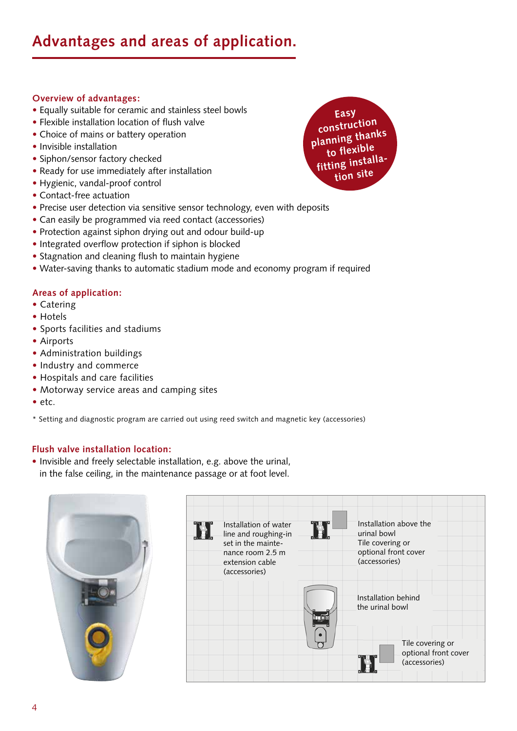# Advantages and areas of application.

**Overview of advantages:**

- Equally suitable for ceramic and stainless steel bowls
- Flexible installation location of flush valve
- Choice of mains or battery operation
- Invisible installation
- Siphon/sensor factory checked
- Ready for use immediately after installation
- Hygienic, vandal-proof control
- Contact-free actuation
- Precise user detection via sensitive sensor technology, even with deposits
- Can easily be programmed via reed contact (accessories)
- Protection against siphon drying out and odour build-up
- Integrated overflow protection if siphon is blocked
- Stagnation and cleaning flush to maintain hygiene
- Water-saving thanks to automatic stadium mode and economy program if required

Easy construction planning thanks to flexible fitting installation site

**Areas of application:**

- Catering
- Hotels
- Sports facilities and stadiums
- Airports
- Administration buildings
- Industry and commerce
- Hospitals and care facilities
- Motorway service areas and camping sites
- etc.

\* Setting and diagnostic program are carried out using reed switch and magnetic key (accessories)

**Flush valve installation location:**

- Invisible and freely selectable installation, e.g. above the urinal, in the false ceiling, in the maintenance passage or at foot level.

Installation of water line and roughing-in set in the maintenance room 2.5 m extension cable (accessories)

Installation above the urinal bowl
Tile covering or optional front cover (accessories)

Installation behind the urinal bowl

Tile covering or optional front cover (accessories)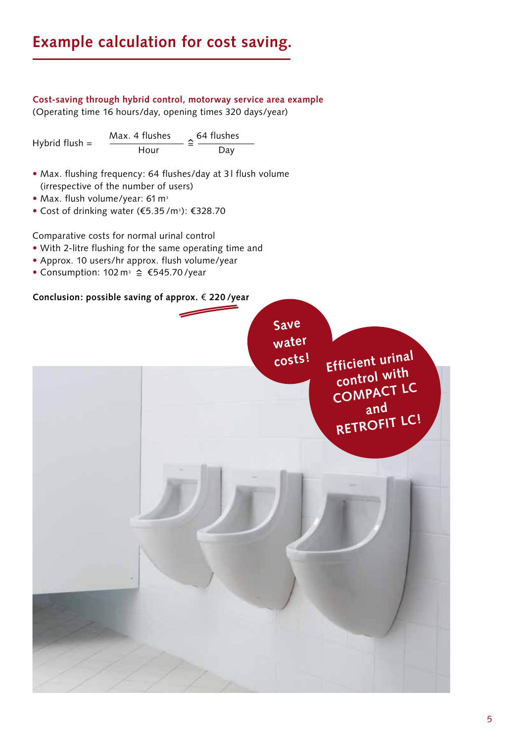# Example calculation for cost saving.

**Cost-saving through hybrid control, motorway service area example**
(Operating time 16 hours/day, opening times 320 days/year)

$$\text{Hybrid flush} = \frac{\text{Max. 4 flushes}}{\text{Hour}} \triangleq \frac{\text{64 flushes}}{\text{Day}}$$

- Max. flushing frequency: 64 flushes/day at 3 l flush volume (irrespective of the number of users)
- Max. flush volume/year: 61 $m^3$
- Cost of drinking water (€5.35 /$m^3$): €328.70

Comparative costs for normal urinal control

- With 2-litre flushing for the same operating time and
- Approx. 10 users/hr approx. flush volume/year
- Consumption: 102 $m^3$ ≙ €545.70 /year

**Conclusion: possible saving of approx. € 220 /year**

**Save water costs!**

**Efficient urinal control with COMPACT LC and RETROFIT LC!**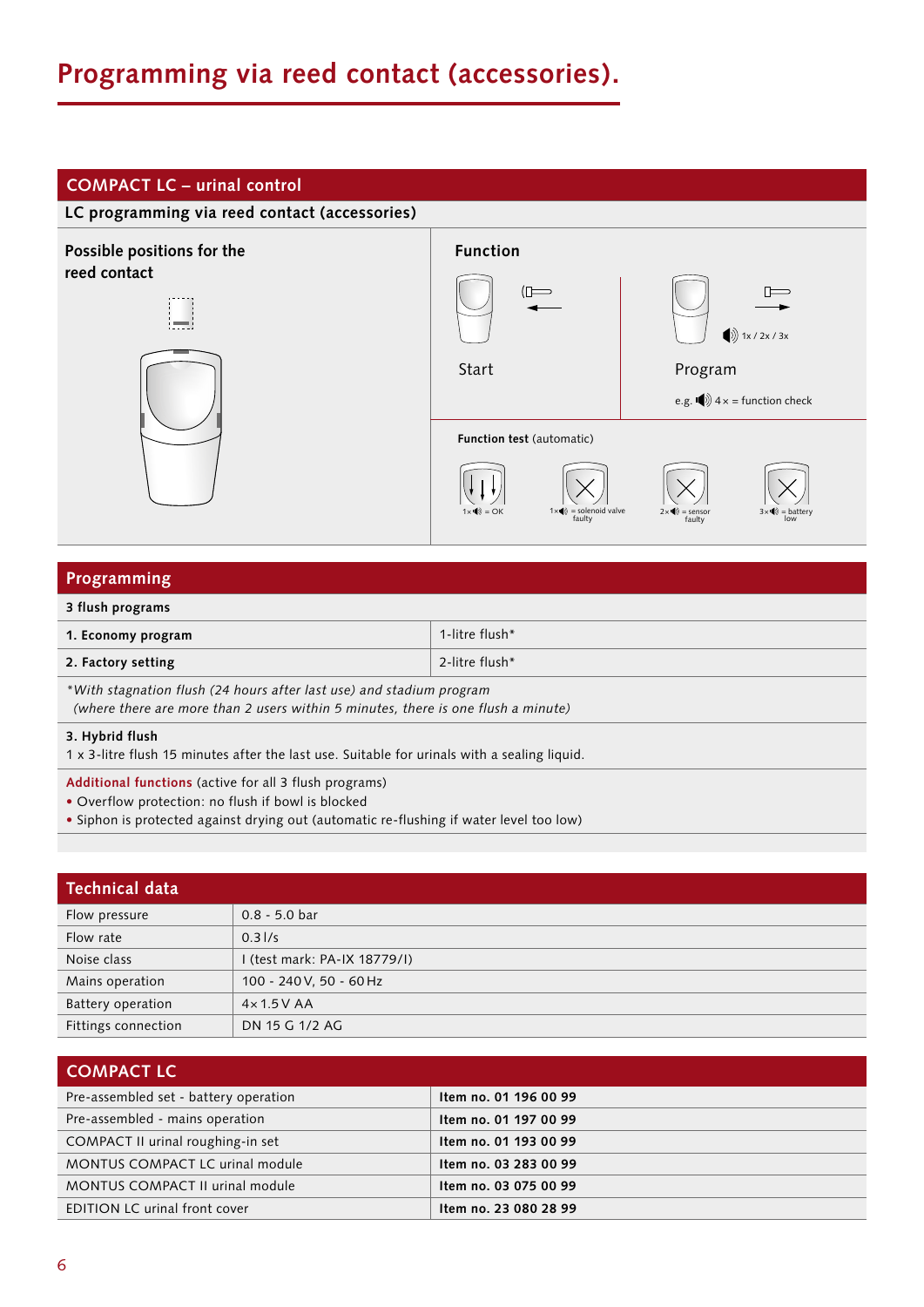# Programming via reed contact (accessories).

## COMPACT LC – urinal control

### LC programming via reed contact (accessories)

**Possible positions for the reed contact**

**Function**

Start

Program

1x / 2x / 3x

e.g. 4 × = function check

**Function test** (automatic)

1× = OK

1× = solenoid valve faulty

2× = sensor faulty

3× = battery low

## Programming

| 3 flush programs | |
|---|---|
| **1. Economy program** | 1-litre flush* |
| **2. Factory setting** | 2-litre flush* |

*\*With stagnation flush (24 hours after last use) and stadium program (where there are more than 2 users within 5 minutes, there is one flush a minute)*

**3. Hybrid flush**
1 x 3-litre flush 15 minutes after the last use. Suitable for urinals with a sealing liquid.

**Additional functions** (active for all 3 flush programs)

- Overflow protection: no flush if bowl is blocked
- Siphon is protected against drying out (automatic re-flushing if water level too low)

## Technical data

| | |
|---|---|
| Flow pressure | 0.8 - 5.0 bar |
| Flow rate | 0.3 l/s |
| Noise class | I (test mark: PA-IX 18779/I) |
| Mains operation | 100 - 240 V, 50 - 60 Hz |
| Battery operation | 4 × 1.5 V AA |
| Fittings connection | DN 15 G 1/2 AG |

## COMPACT LC

| | |
|---|---|
| Pre-assembled set - battery operation | **Item no. 01 196 00 99** |
| Pre-assembled - mains operation | **Item no. 01 197 00 99** |
| COMPACT II urinal roughing-in set | **Item no. 01 193 00 99** |
| MONTUS COMPACT LC urinal module | **Item no. 03 283 00 99** |
| MONTUS COMPACT II urinal module | **Item no. 03 075 00 99** |
| EDITION LC urinal front cover | **Item no. 23 080 28 99** |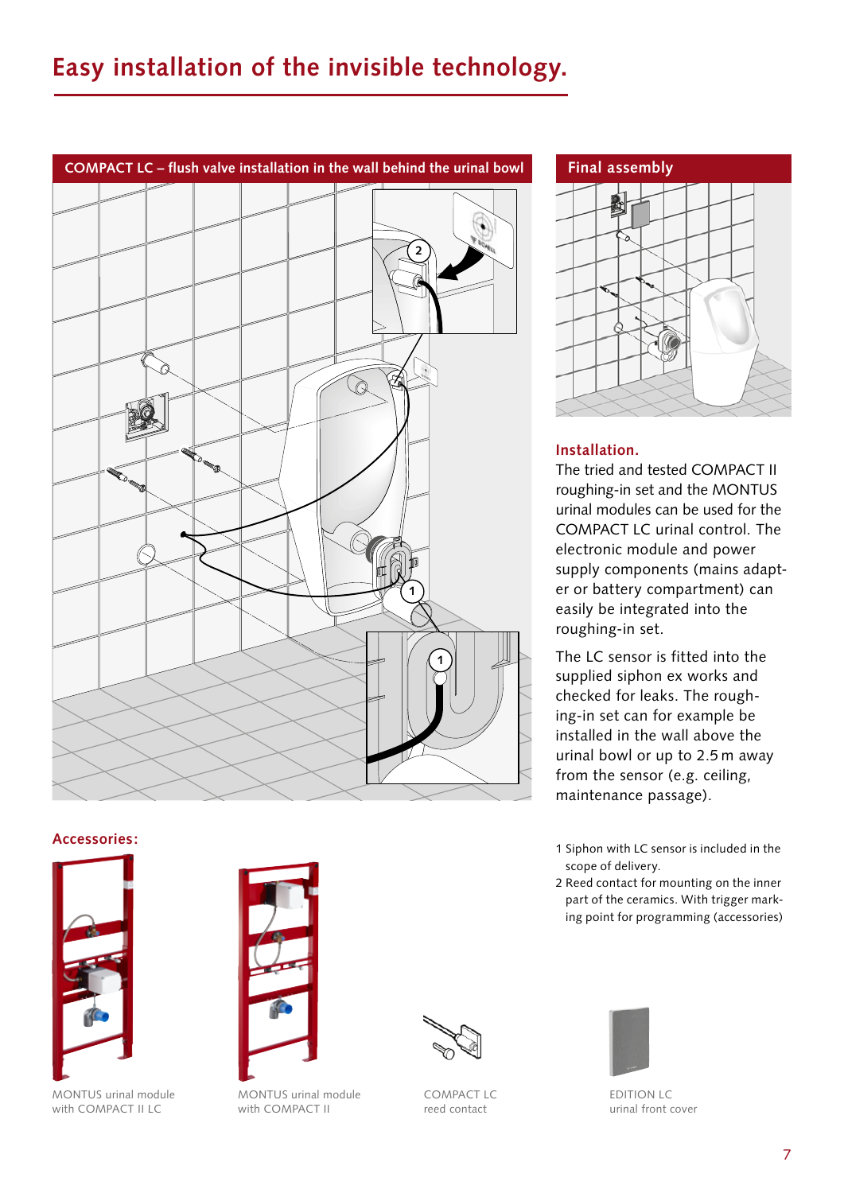# Easy installation of the invisible technology.

## COMPACT LC – flush valve installation in the wall behind the urinal bowl

## Final assembly

### Installation.

The tried and tested COMPACT II roughing-in set and the MONTUS urinal modules can be used for the COMPACT LC urinal control. The electronic module and power supply components (mains adapter or battery compartment) can easily be integrated into the roughing-in set.

The LC sensor is fitted into the supplied siphon ex works and checked for leaks. The roughing-in set can for example be installed in the wall above the urinal bowl or up to 2.5 m away from the sensor (e.g. ceiling, maintenance passage).

1 Siphon with LC sensor is included in the scope of delivery.
2 Reed contact for mounting on the inner part of the ceramics. With trigger marking point for programming (accessories)

### Accessories:

MONTUS urinal module with COMPACT II LC

MONTUS urinal module with COMPACT II

COMPACT LC reed contact

EDITION LC urinal front cover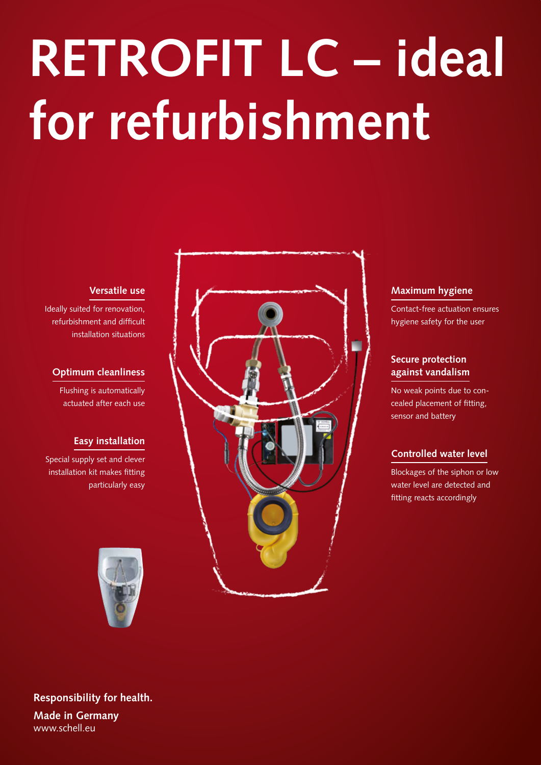# RETROFIT LC – ideal for refurbishment

### Versatile use

Ideally suited for renovation, refurbishment and difficult installation situations

### Optimum cleanliness

Flushing is automatically actuated after each use

### Easy installation

Special supply set and clever installation kit makes fitting particularly easy

### Maximum hygiene

Contact-free actuation ensures hygiene safety for the user

### Secure protection against vandalism

No weak points due to concealed placement of fitting, sensor and battery

### Controlled water level

Blockages of the siphon or low water level are detected and fitting reacts accordingly

**Responsibility for health.**

**Made in Germany**
www.schell.eu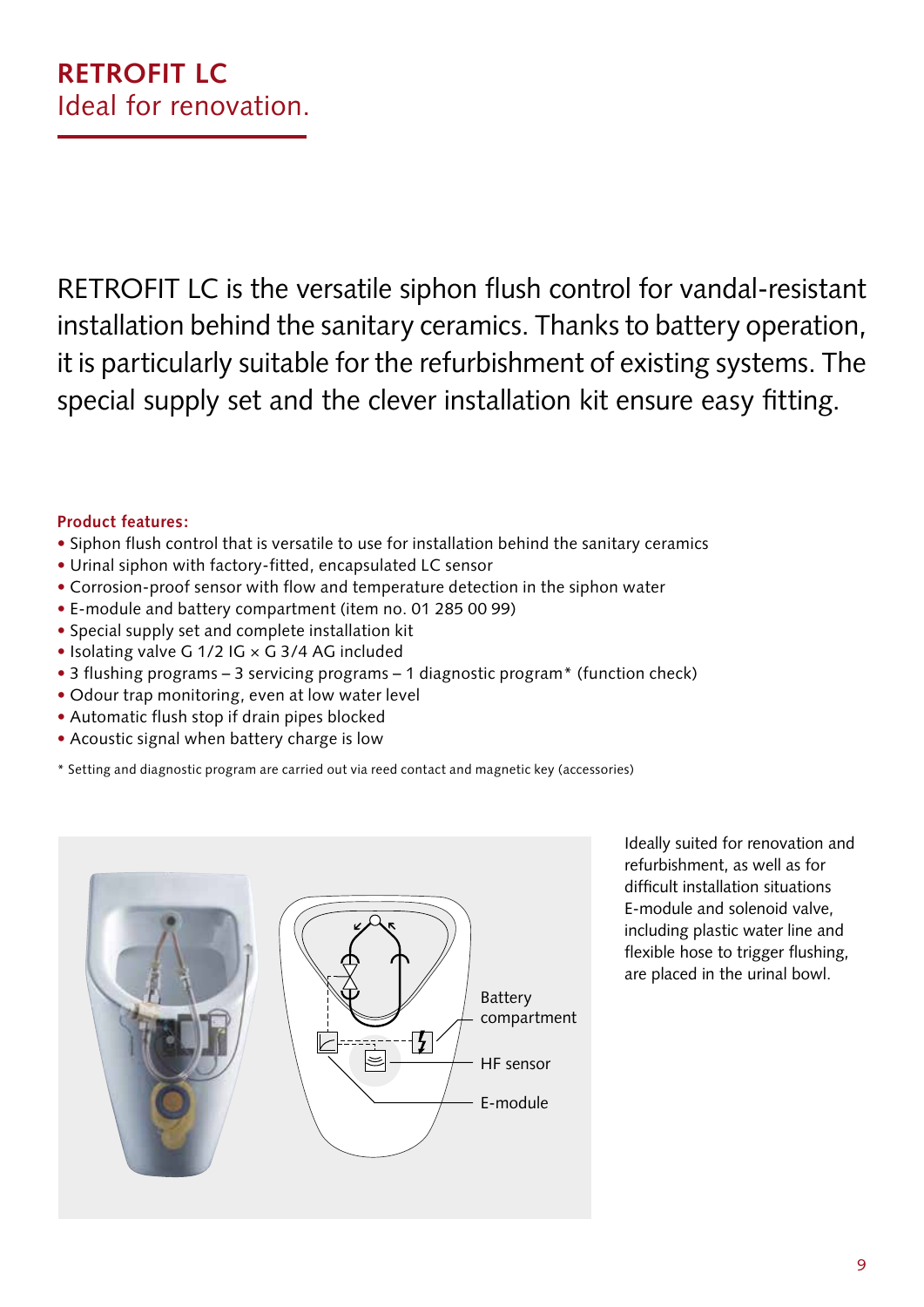# RETROFIT LC
Ideal for renovation.

RETROFIT LC is the versatile siphon flush control for vandal-resistant installation behind the sanitary ceramics. Thanks to battery operation, it is particularly suitable for the refurbishment of existing systems. The special supply set and the clever installation kit ensure easy fitting.

**Product features:**

- Siphon flush control that is versatile to use for installation behind the sanitary ceramics
- Urinal siphon with factory-fitted, encapsulated LC sensor
- Corrosion-proof sensor with flow and temperature detection in the siphon water
- E-module and battery compartment (item no. 01 285 00 99)
- Special supply set and complete installation kit
- Isolating valve G 1/2 IG × G 3/4 AG included
- 3 flushing programs – 3 servicing programs – 1 diagnostic program* (function check)
- Odour trap monitoring, even at low water level
- Automatic flush stop if drain pipes blocked
- Acoustic signal when battery charge is low

\* Setting and diagnostic program are carried out via reed contact and magnetic key (accessories)

Battery compartment

HF sensor

E-module

Ideally suited for renovation and refurbishment, as well as for difficult installation situations E-module and solenoid valve, including plastic water line and flexible hose to trigger flushing, are placed in the urinal bowl.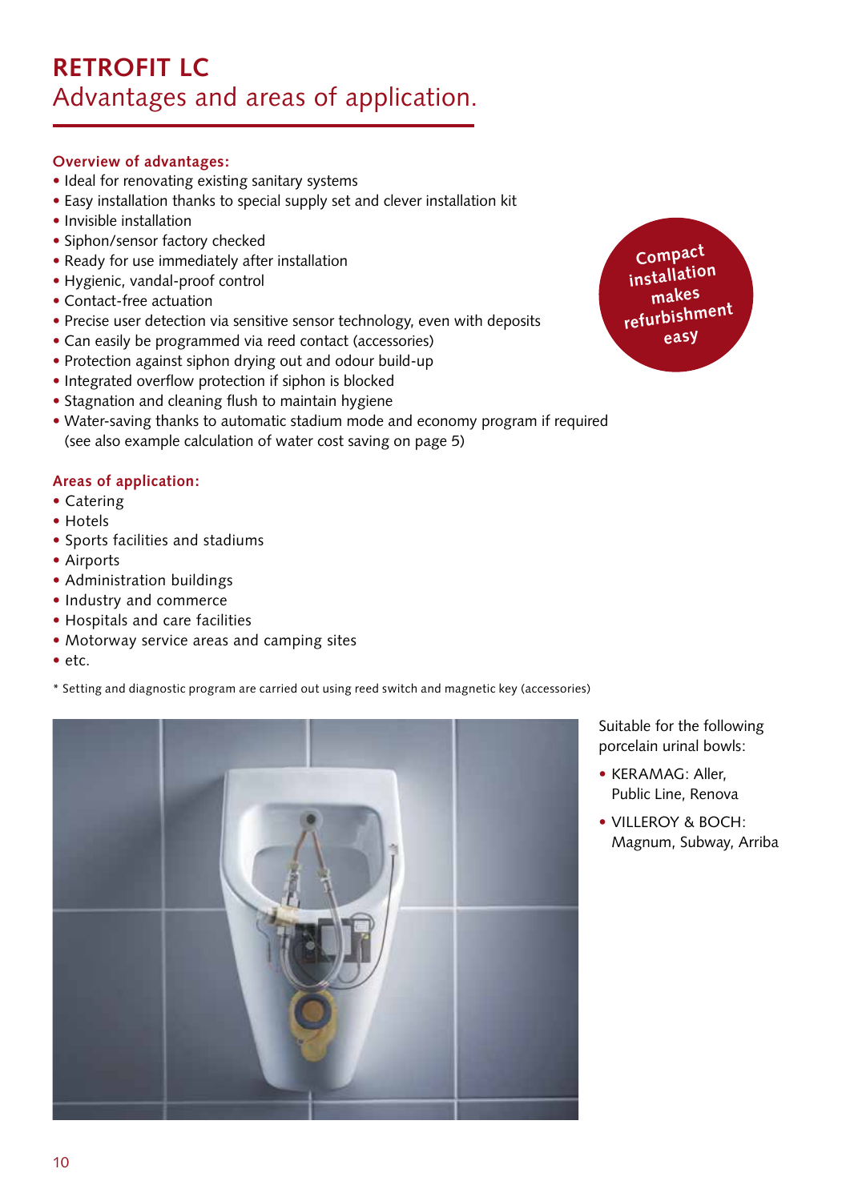# RETROFIT LC
## Advantages and areas of application.

**Overview of advantages:**

- Ideal for renovating existing sanitary systems
- Easy installation thanks to special supply set and clever installation kit
- Invisible installation
- Siphon/sensor factory checked
- Ready for use immediately after installation
- Hygienic, vandal-proof control
- Contact-free actuation
- Precise user detection via sensitive sensor technology, even with deposits
- Can easily be programmed via reed contact (accessories)
- Protection against siphon drying out and odour build-up
- Integrated overflow protection if siphon is blocked
- Stagnation and cleaning flush to maintain hygiene
- Water-saving thanks to automatic stadium mode and economy program if required (see also example calculation of water cost saving on page 5)

Compact installation makes refurbishment easy

**Areas of application:**

- Catering
- Hotels
- Sports facilities and stadiums
- Airports
- Administration buildings
- Industry and commerce
- Hospitals and care facilities
- Motorway service areas and camping sites
- etc.

* Setting and diagnostic program are carried out using reed switch and magnetic key (accessories)

Suitable for the following porcelain urinal bowls:

- KERAMAG: Aller, Public Line, Renova
- VILLEROY & BOCH: Magnum, Subway, Arriba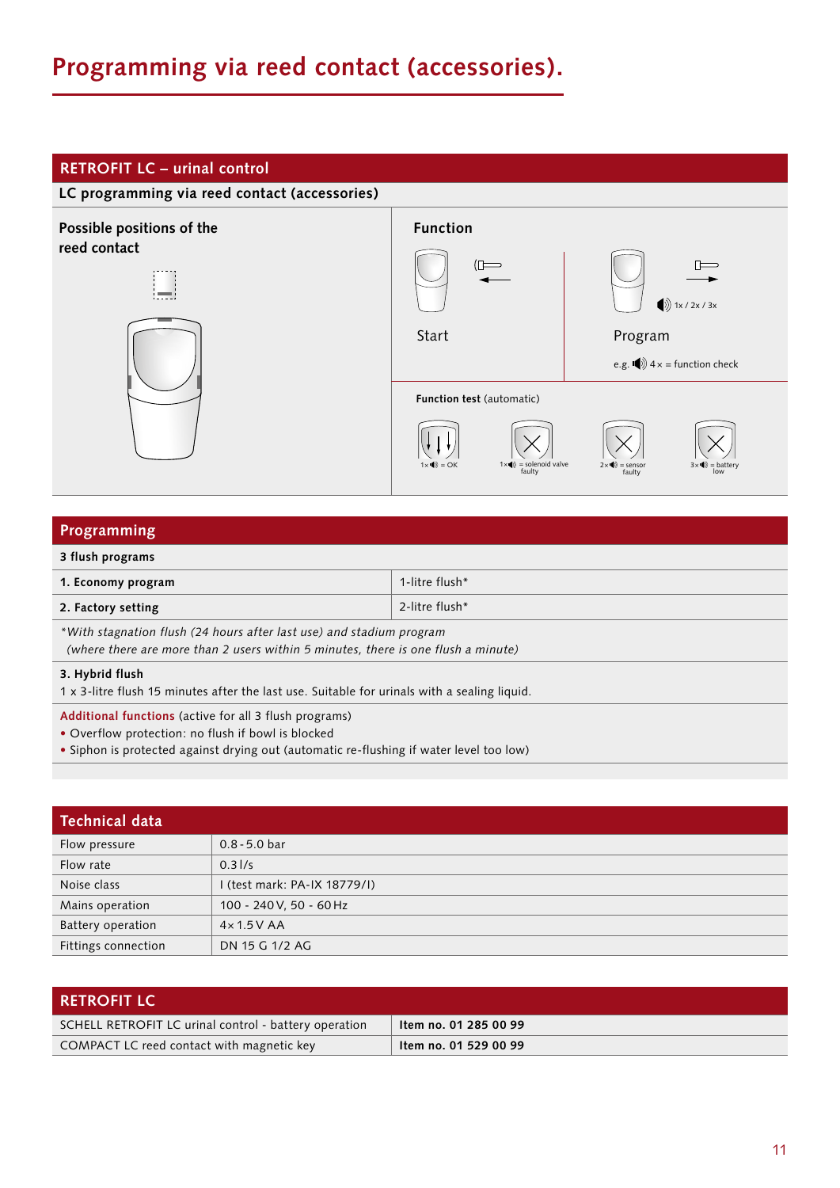# Programming via reed contact (accessories).

## RETROFIT LC – urinal control

**LC programming via reed contact (accessories)**

| Possible positions of the reed contact | Function | |
|---|---|---|
| | Start | Program<br>1x / 2x / 3x<br>e.g. 4 × = function check |

**Function test** (automatic)

- 1× = OK
- 1× = solenoid valve faulty
- 2× = sensor faulty
- 3× = battery low

## Programming

**3 flush programs**

| | |
|---|---|
| **1. Economy program** | 1-litre flush* |
| **2. Factory setting** | 2-litre flush* |

*\*With stagnation flush (24 hours after last use) and stadium program (where there are more than 2 users within 5 minutes, there is one flush a minute)*

**3. Hybrid flush**
1 x 3-litre flush 15 minutes after the last use. Suitable for urinals with a sealing liquid.

**Additional functions** (active for all 3 flush programs)
- Overflow protection: no flush if bowl is blocked
- Siphon is protected against drying out (automatic re-flushing if water level too low)

## Technical data

| | |
|---|---|
| Flow pressure | 0.8 - 5.0 bar |
| Flow rate | 0.3 l/s |
| Noise class | I (test mark: PA-IX 18779/I) |
| Mains operation | 100 - 240 V, 50 - 60 Hz |
| Battery operation | 4 × 1.5 V AA |
| Fittings connection | DN 15 G 1/2 AG |

## RETROFIT LC

| | |
|---|---|
| SCHELL RETROFIT LC urinal control - battery operation | **Item no. 01 285 00 99** |
| COMPACT LC reed contact with magnetic key | **Item no. 01 529 00 99** |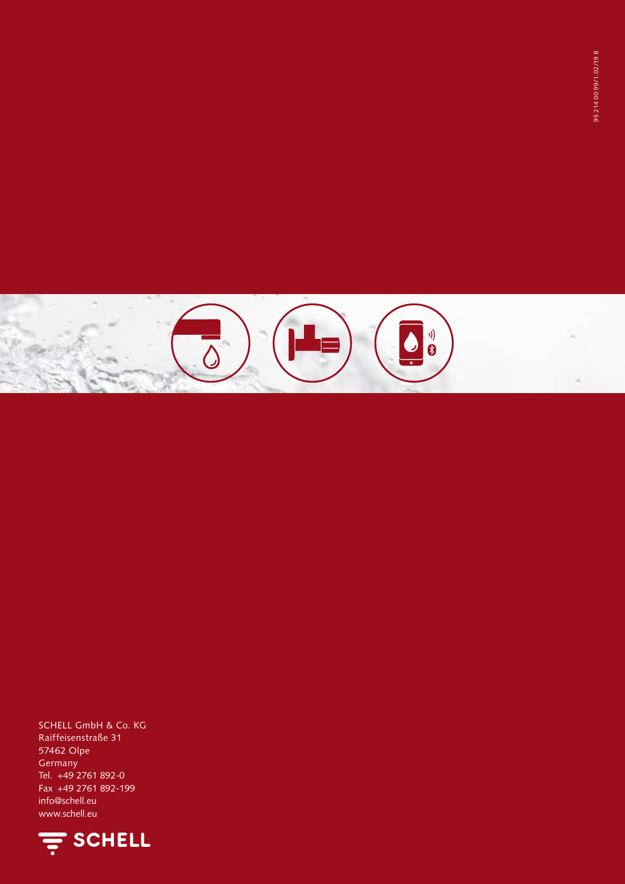95 214 00 99/1.02/19 B

SCHELL GmbH & Co. KG
Raiffeisenstraße 31
57462 Olpe
Germany
Tel. +49 2761 892-0
Fax +49 2761 892-199
info@schell.eu
www.schell.eu

SCHELL